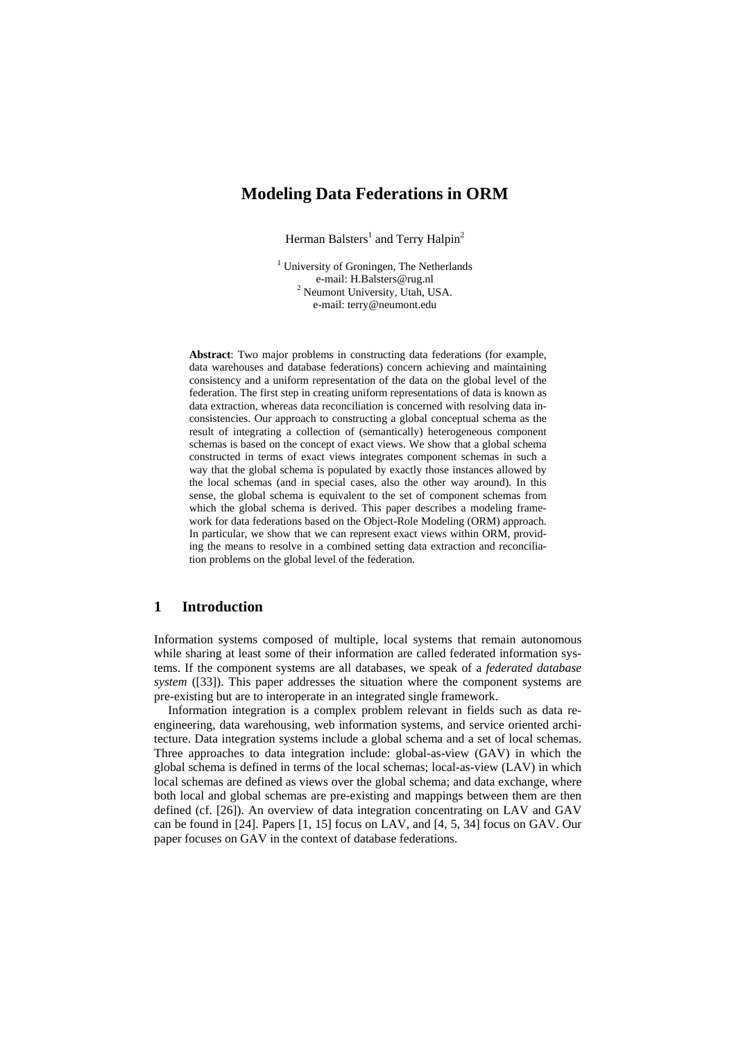# Modeling Data Federations in ORM

Herman Balsters[1] and Terry Halpin[2]

[1] University of Groningen, The Netherlands
e-mail: H.Balsters@rug.nl
[2] Neumont University, Utah, USA.
e-mail: terry@neumont.edu

**Abstract**: Two major problems in constructing data federations (for example, data warehouses and database federations) concern achieving and maintaining consistency and a uniform representation of the data on the global level of the federation. The first step in creating uniform representations of data is known as data extraction, whereas data reconciliation is concerned with resolving data inconsistencies. Our approach to constructing a global conceptual schema as the result of integrating a collection of (semantically) heterogeneous component schemas is based on the concept of exact views. We show that a global schema constructed in terms of exact views integrates component schemas in such a way that the global schema is populated by exactly those instances allowed by the local schemas (and in special cases, also the other way around). In this sense, the global schema is equivalent to the set of component schemas from which the global schema is derived. This paper describes a modeling framework for data federations based on the Object-Role Modeling (ORM) approach. In particular, we show that we can represent exact views within ORM, providing the means to resolve in a combined setting data extraction and reconciliation problems on the global level of the federation.

## 1 Introduction

Information systems composed of multiple, local systems that remain autonomous while sharing at least some of their information are called federated information systems. If the component systems are all databases, we speak of a *federated database system* ([33]). This paper addresses the situation where the component systems are pre-existing but are to interoperate in an integrated single framework.

Information integration is a complex problem relevant in fields such as data re-engineering, data warehousing, web information systems, and service oriented architecture. Data integration systems include a global schema and a set of local schemas. Three approaches to data integration include: global-as-view (GAV) in which the global schema is defined in terms of the local schemas; local-as-view (LAV) in which local schemas are defined as views over the global schema; and data exchange, where both local and global schemas are pre-existing and mappings between them are then defined (cf. [26]). An overview of data integration concentrating on LAV and GAV can be found in [24]. Papers [1, 15] focus on LAV, and [4, 5, 34] focus on GAV. Our paper focuses on GAV in the context of database federations.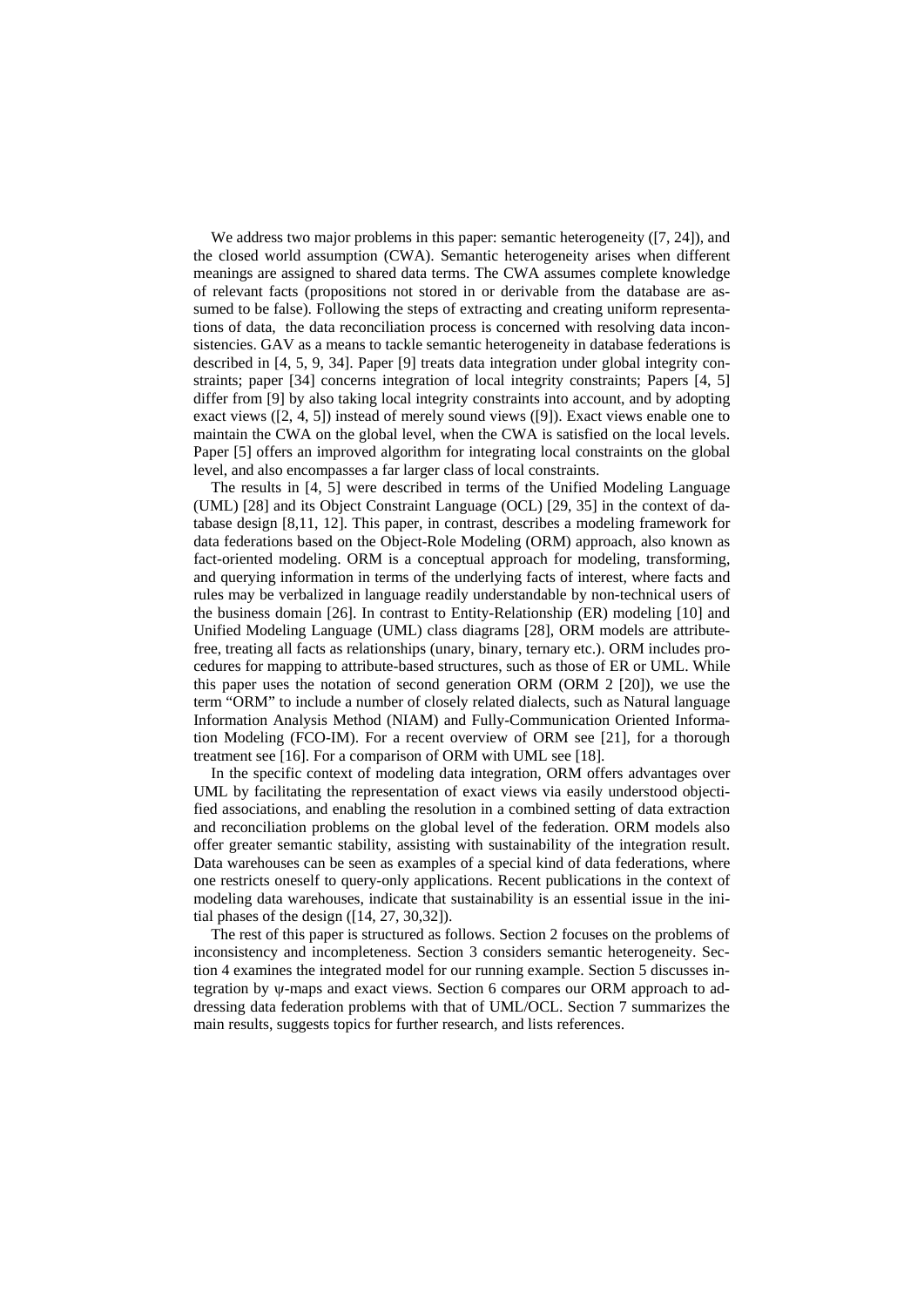We address two major problems in this paper: semantic heterogeneity ([7, 24]), and the closed world assumption (CWA). Semantic heterogeneity arises when different meanings are assigned to shared data terms. The CWA assumes complete knowledge of relevant facts (propositions not stored in or derivable from the database are assumed to be false). Following the steps of extracting and creating uniform representations of data, the data reconciliation process is concerned with resolving data inconsistencies. GAV as a means to tackle semantic heterogeneity in database federations is described in [4, 5, 9, 34]. Paper [9] treats data integration under global integrity constraints; paper [34] concerns integration of local integrity constraints; Papers [4, 5] differ from [9] by also taking local integrity constraints into account, and by adopting exact views ([2, 4, 5]) instead of merely sound views ([9]). Exact views enable one to maintain the CWA on the global level, when the CWA is satisfied on the local levels. Paper [5] offers an improved algorithm for integrating local constraints on the global level, and also encompasses a far larger class of local constraints.

The results in [4, 5] were described in terms of the Unified Modeling Language (UML) [28] and its Object Constraint Language (OCL) [29, 35] in the context of database design [8,11, 12]. This paper, in contrast, describes a modeling framework for data federations based on the Object-Role Modeling (ORM) approach, also known as fact-oriented modeling. ORM is a conceptual approach for modeling, transforming, and querying information in terms of the underlying facts of interest, where facts and rules may be verbalized in language readily understandable by non-technical users of the business domain [26]. In contrast to Entity-Relationship (ER) modeling [10] and Unified Modeling Language (UML) class diagrams [28], ORM models are attribute-free, treating all facts as relationships (unary, binary, ternary etc.). ORM includes procedures for mapping to attribute-based structures, such as those of ER or UML. While this paper uses the notation of second generation ORM (ORM 2 [20]), we use the term "ORM" to include a number of closely related dialects, such as Natural language Information Analysis Method (NIAM) and Fully-Communication Oriented Information Modeling (FCO-IM). For a recent overview of ORM see [21], for a thorough treatment see [16]. For a comparison of ORM with UML see [18].

In the specific context of modeling data integration, ORM offers advantages over UML by facilitating the representation of exact views via easily understood objectified associations, and enabling the resolution in a combined setting of data extraction and reconciliation problems on the global level of the federation. ORM models also offer greater semantic stability, assisting with sustainability of the integration result. Data warehouses can be seen as examples of a special kind of data federations, where one restricts oneself to query-only applications. Recent publications in the context of modeling data warehouses, indicate that sustainability is an essential issue in the initial phases of the design ([14, 27, 30,32]).

The rest of this paper is structured as follows. Section 2 focuses on the problems of inconsistency and incompleteness. Section 3 considers semantic heterogeneity. Section 4 examines the integrated model for our running example. Section 5 discusses integration by $\psi$-maps and exact views. Section 6 compares our ORM approach to addressing data federation problems with that of UML/OCL. Section 7 summarizes the main results, suggests topics for further research, and lists references.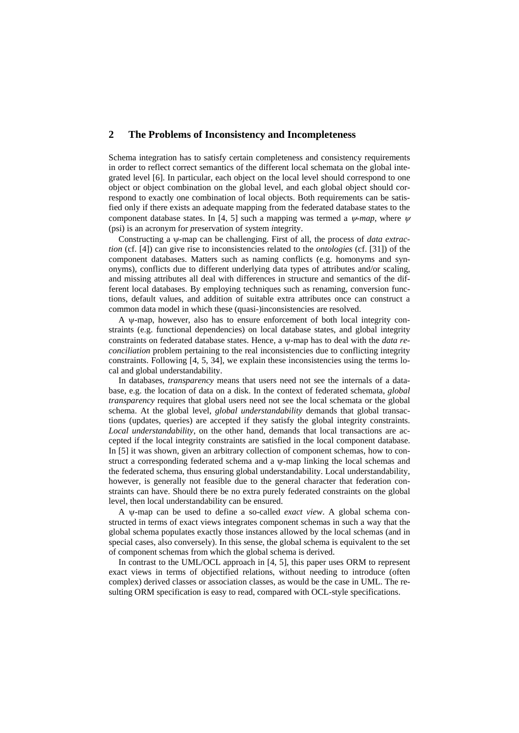## 2 The Problems of Inconsistency and Incompleteness

Schema integration has to satisfy certain completeness and consistency requirements in order to reflect correct semantics of the different local schemata on the global integrated level [6]. In particular, each object on the local level should correspond to one object or object combination on the global level, and each global object should correspond to exactly one combination of local objects. Both requirements can be satisfied only if there exists an adequate mapping from the federated database states to the component database states. In [4, 5] such a mapping was termed a *ψ-map*, where *ψ* (psi) is an acronym for *p*reservation of *s*ystem *i*ntegrity.

Constructing a ψ-map can be challenging. First of all, the process of *data extraction* (cf. [4]) can give rise to inconsistencies related to the *ontologies* (cf. [31]) of the component databases. Matters such as naming conflicts (e.g. homonyms and synonyms), conflicts due to different underlying data types of attributes and/or scaling, and missing attributes all deal with differences in structure and semantics of the different local databases. By employing techniques such as renaming, conversion functions, default values, and addition of suitable extra attributes once can construct a common data model in which these (quasi-)inconsistencies are resolved.

A ψ-map, however, also has to ensure enforcement of both local integrity constraints (e.g. functional dependencies) on local database states, and global integrity constraints on federated database states. Hence, a ψ-map has to deal with the *data reconciliation* problem pertaining to the real inconsistencies due to conflicting integrity constraints. Following [4, 5, 34], we explain these inconsistencies using the terms local and global understandability.

In databases, *transparency* means that users need not see the internals of a database, e.g. the location of data on a disk. In the context of federated schemata, *global transparency* requires that global users need not see the local schemata or the global schema. At the global level, *global understandability* demands that global transactions (updates, queries) are accepted if they satisfy the global integrity constraints. *Local understandability*, on the other hand, demands that local transactions are accepted if the local integrity constraints are satisfied in the local component database. In [5] it was shown, given an arbitrary collection of component schemas, how to construct a corresponding federated schema and a ψ-map linking the local schemas and the federated schema, thus ensuring global understandability. Local understandability, however, is generally not feasible due to the general character that federation constraints can have. Should there be no extra purely federated constraints on the global level, then local understandability can be ensured.

A ψ-map can be used to define a so-called *exact view*. A global schema constructed in terms of exact views integrates component schemas in such a way that the global schema populates exactly those instances allowed by the local schemas (and in special cases, also conversely). In this sense, the global schema is equivalent to the set of component schemas from which the global schema is derived.

In contrast to the UML/OCL approach in [4, 5], this paper uses ORM to represent exact views in terms of objectified relations, without needing to introduce (often complex) derived classes or association classes, as would be the case in UML. The resulting ORM specification is easy to read, compared with OCL-style specifications.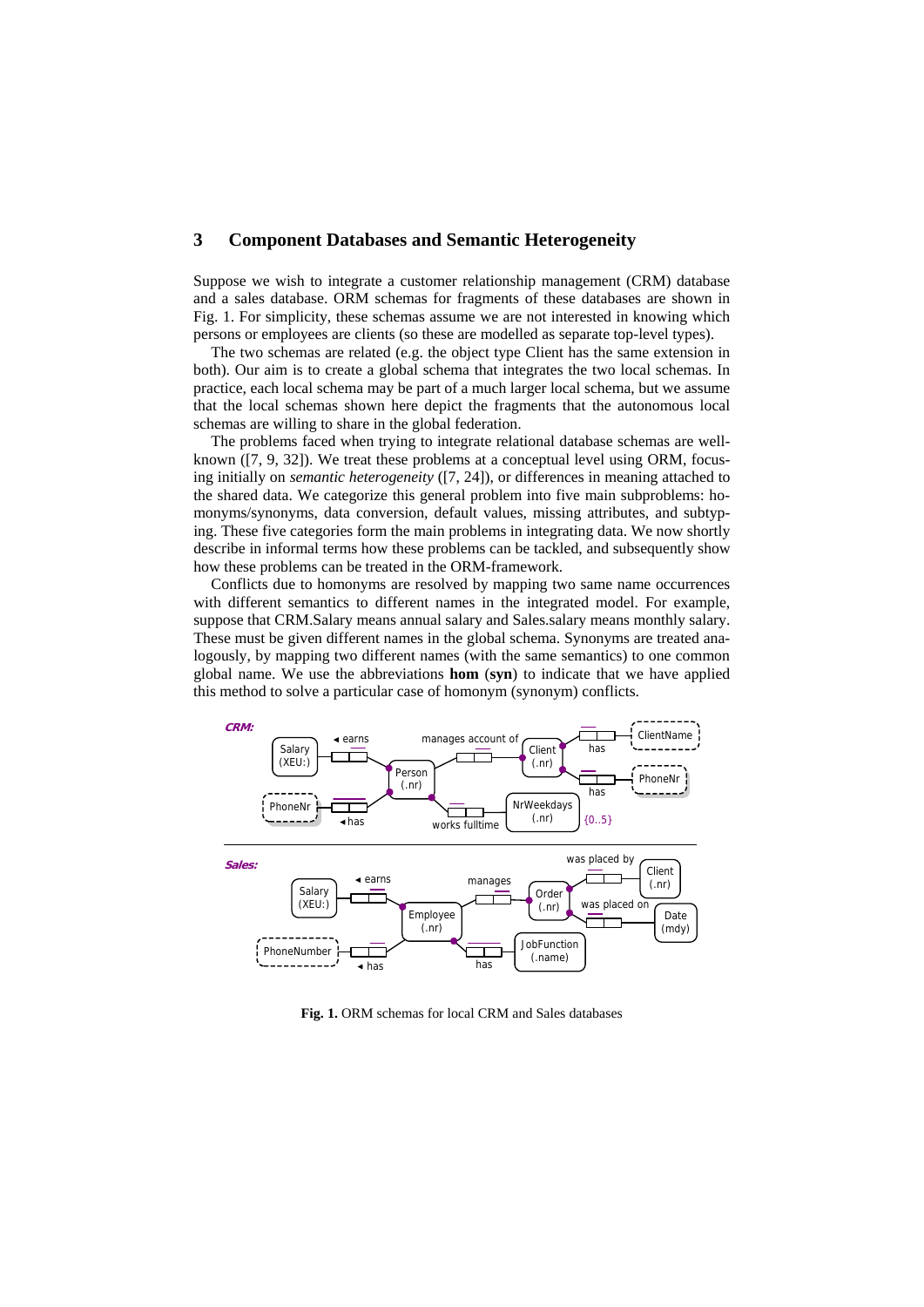## 3 Component Databases and Semantic Heterogeneity

Suppose we wish to integrate a customer relationship management (CRM) database and a sales database. ORM schemas for fragments of these databases are shown in Fig. 1. For simplicity, these schemas assume we are not interested in knowing which persons or employees are clients (so these are modelled as separate top-level types).

The two schemas are related (e.g. the object type Client has the same extension in both). Our aim is to create a global schema that integrates the two local schemas. In practice, each local schema may be part of a much larger local schema, but we assume that the local schemas shown here depict the fragments that the autonomous local schemas are willing to share in the global federation.

The problems faced when trying to integrate relational database schemas are well-known ([7, 9, 32]). We treat these problems at a conceptual level using ORM, focusing initially on *semantic heterogeneity* ([7, 24]), or differences in meaning attached to the shared data. We categorize this general problem into five main subproblems: homonyms/synonyms, data conversion, default values, missing attributes, and subtyping. These five categories form the main problems in integrating data. We now shortly describe in informal terms how these problems can be tackled, and subsequently show how these problems can be treated in the ORM-framework.

Conflicts due to homonyms are resolved by mapping two same name occurrences with different semantics to different names in the integrated model. For example, suppose that CRM.Salary means annual salary and Sales.salary means monthly salary. These must be given different names in the global schema. Synonyms are treated analogously, by mapping two different names (with the same semantics) to one common global name. We use the abbreviations **hom** (**syn**) to indicate that we have applied this method to solve a particular case of homonym (synonym) conflicts.

**Fig. 1.** ORM schemas for local CRM and Sales databases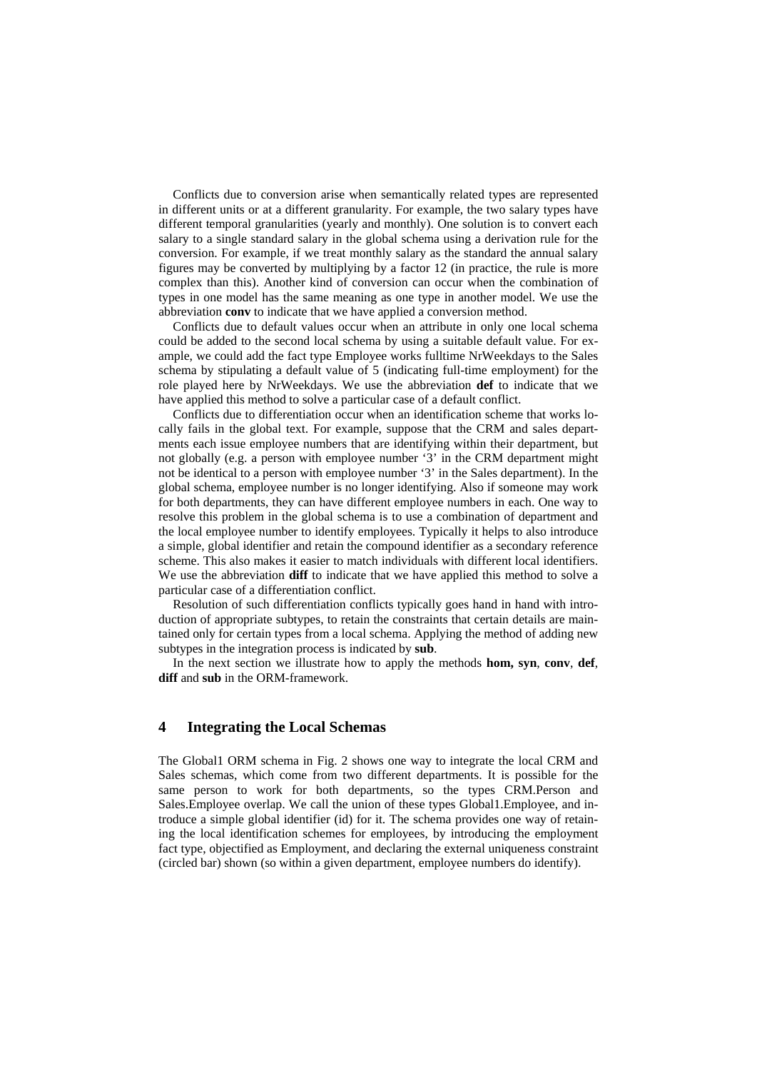Conflicts due to conversion arise when semantically related types are represented in different units or at a different granularity. For example, the two salary types have different temporal granularities (yearly and monthly). One solution is to convert each salary to a single standard salary in the global schema using a derivation rule for the conversion. For example, if we treat monthly salary as the standard the annual salary figures may be converted by multiplying by a factor 12 (in practice, the rule is more complex than this). Another kind of conversion can occur when the combination of types in one model has the same meaning as one type in another model. We use the abbreviation **conv** to indicate that we have applied a conversion method.

Conflicts due to default values occur when an attribute in only one local schema could be added to the second local schema by using a suitable default value. For example, we could add the fact type Employee works fulltime NrWeekdays to the Sales schema by stipulating a default value of 5 (indicating full-time employment) for the role played here by NrWeekdays. We use the abbreviation **def** to indicate that we have applied this method to solve a particular case of a default conflict.

Conflicts due to differentiation occur when an identification scheme that works locally fails in the global text. For example, suppose that the CRM and sales departments each issue employee numbers that are identifying within their department, but not globally (e.g. a person with employee number '3' in the CRM department might not be identical to a person with employee number '3' in the Sales department). In the global schema, employee number is no longer identifying. Also if someone may work for both departments, they can have different employee numbers in each. One way to resolve this problem in the global schema is to use a combination of department and the local employee number to identify employees. Typically it helps to also introduce a simple, global identifier and retain the compound identifier as a secondary reference scheme. This also makes it easier to match individuals with different local identifiers. We use the abbreviation **diff** to indicate that we have applied this method to solve a particular case of a differentiation conflict.

Resolution of such differentiation conflicts typically goes hand in hand with introduction of appropriate subtypes, to retain the constraints that certain details are maintained only for certain types from a local schema. Applying the method of adding new subtypes in the integration process is indicated by **sub**.

In the next section we illustrate how to apply the methods **hom, syn**, **conv**, **def**, **diff** and **sub** in the ORM-framework.

## 4 Integrating the Local Schemas

The Global1 ORM schema in Fig. 2 shows one way to integrate the local CRM and Sales schemas, which come from two different departments. It is possible for the same person to work for both departments, so the types CRM.Person and Sales.Employee overlap. We call the union of these types Global1.Employee, and introduce a simple global identifier (id) for it. The schema provides one way of retaining the local identification schemes for employees, by introducing the employment fact type, objectified as Employment, and declaring the external uniqueness constraint (circled bar) shown (so within a given department, employee numbers do identify).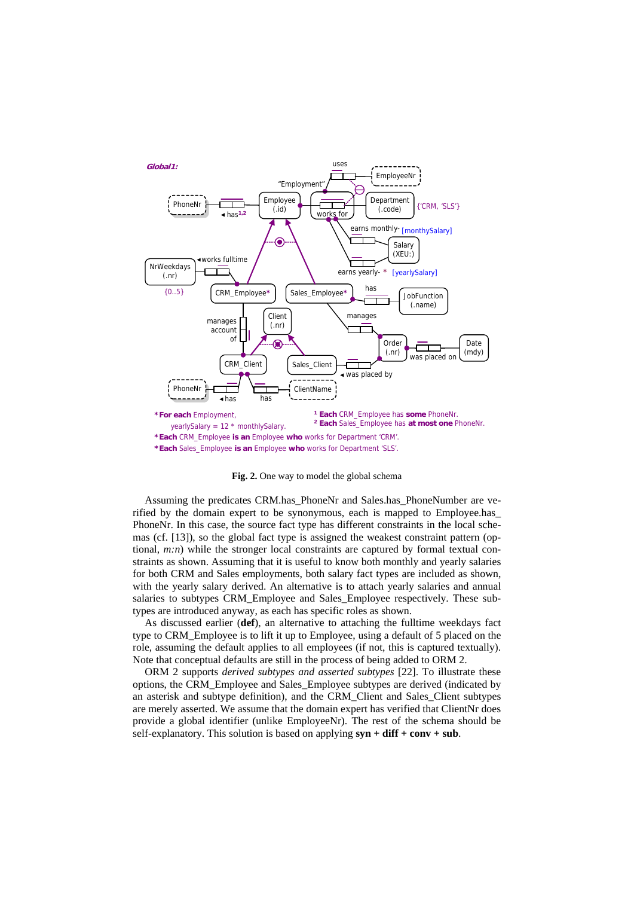**Fig. 2.** One way to model the global schema

Assuming the predicates CRM.has_PhoneNr and Sales.has_PhoneNumber are verified by the domain expert to be synonymous, each is mapped to Employee.has_PhoneNr. In this case, the source fact type has different constraints in the local schemas (cf. [13]), so the global fact type is assigned the weakest constraint pattern (optional, *m:n*) while the stronger local constraints are captured by formal textual constraints as shown. Assuming that it is useful to know both monthly and yearly salaries for both CRM and Sales employments, both salary fact types are included as shown, with the yearly salary derived. An alternative is to attach yearly salaries and annual salaries to subtypes CRM_Employee and Sales_Employee respectively. These subtypes are introduced anyway, as each has specific roles as shown.

As discussed earlier (**def**), an alternative to attaching the fulltime weekdays fact type to CRM_Employee is to lift it up to Employee, using a default of 5 placed on the role, assuming the default applies to all employees (if not, this is captured textually). Note that conceptual defaults are still in the process of being added to ORM 2.

ORM 2 supports *derived subtypes and asserted subtypes* [22]. To illustrate these options, the CRM_Employee and Sales_Employee subtypes are derived (indicated by an asterisk and subtype definition), and the CRM_Client and Sales_Client subtypes are merely asserted. We assume that the domain expert has verified that ClientNr does provide a global identifier (unlike EmployeeNr). The rest of the schema should be self-explanatory. This solution is based on applying **syn + diff + conv + sub**.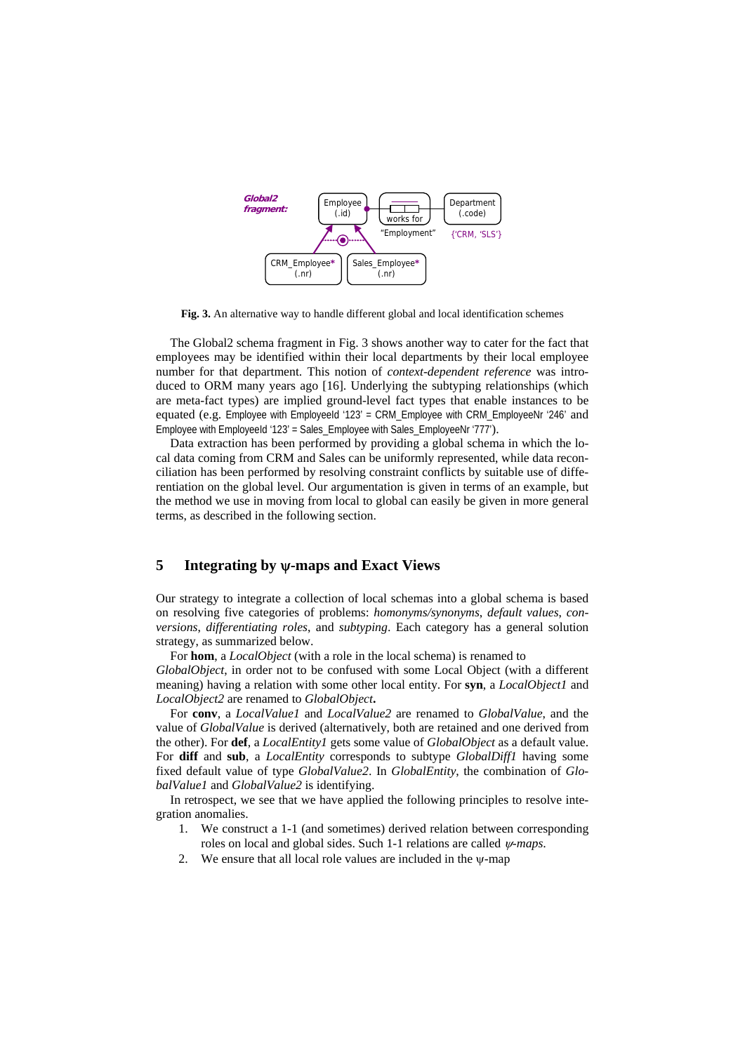Global2 fragment:

Employee (.id) — works for "Employment" — Department (.code) {'CRM, 'SLS'}

CRM_Employee* (.nr) — Sales_Employee* (.nr)

**Fig. 3.** An alternative way to handle different global and local identification schemes

The Global2 schema fragment in Fig. 3 shows another way to cater for the fact that employees may be identified within their local departments by their local employee number for that department. This notion of *context-dependent reference* was introduced to ORM many years ago [16]. Underlying the subtyping relationships (which are meta-fact types) are implied ground-level fact types that enable instances to be equated (e.g. Employee with EmployeeId '123' = CRM_Employee with CRM_EmployeeNr '246' and Employee with EmployeeId '123' = Sales_Employee with Sales_EmployeeNr '777').

Data extraction has been performed by providing a global schema in which the local data coming from CRM and Sales can be uniformly represented, while data reconciliation has been performed by resolving constraint conflicts by suitable use of differentiation on the global level. Our argumentation is given in terms of an example, but the method we use in moving from local to global can easily be given in more general terms, as described in the following section.

## 5 Integrating by ψ-maps and Exact Views

Our strategy to integrate a collection of local schemas into a global schema is based on resolving five categories of problems: *homonyms/synonyms*, *default values*, *conversions*, *differentiating roles*, and *subtyping*. Each category has a general solution strategy, as summarized below.

For **hom**, a *LocalObject* (with a role in the local schema) is renamed to *GlobalObject*, in order not to be confused with some Local Object (with a different meaning) having a relation with some other local entity. For **syn**, a *LocalObject1* and *LocalObject2* are renamed to *GlobalObject***.**

For **conv**, a *LocalValue1* and *LocalValue2* are renamed to *GlobalValue*, and the value of *GlobalValue* is derived (alternatively, both are retained and one derived from the other). For **def**, a *LocalEntity1* gets some value of *GlobalObject* as a default value. For **diff** and **sub**, a *LocalEntity* corresponds to subtype *GlobalDiff1* having some fixed default value of type *GlobalValue2*. In *GlobalEntity*, the combination of *GlobalValue1* and *GlobalValue2* is identifying.

In retrospect, we see that we have applied the following principles to resolve integration anomalies.

1. We construct a 1-1 (and sometimes) derived relation between corresponding roles on local and global sides. Such 1-1 relations are called *ψ-maps.*
2. We ensure that all local role values are included in the ψ-map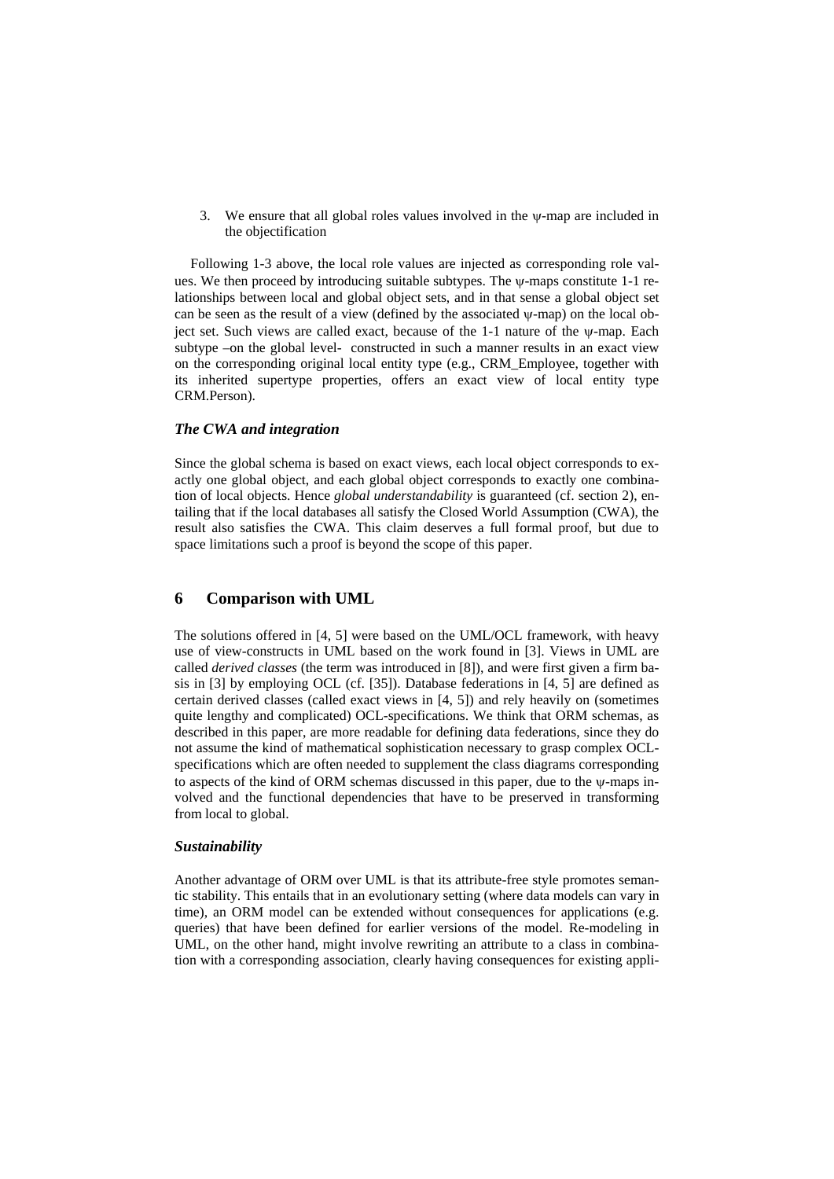3. We ensure that all global roles values involved in the $\psi$-map are included in the objectification

Following 1-3 above, the local role values are injected as corresponding role values. We then proceed by introducing suitable subtypes. The $\psi$-maps constitute 1-1 relationships between local and global object sets, and in that sense a global object set can be seen as the result of a view (defined by the associated $\psi$-map) on the local object set. Such views are called exact, because of the 1-1 nature of the $\psi$-map. Each subtype –on the global level- constructed in such a manner results in an exact view on the corresponding original local entity type (e.g., CRM_Employee, together with its inherited supertype properties, offers an exact view of local entity type CRM.Person).

### *The CWA and integration*

Since the global schema is based on exact views, each local object corresponds to exactly one global object, and each global object corresponds to exactly one combination of local objects. Hence *global understandability* is guaranteed (cf. section 2), entailing that if the local databases all satisfy the Closed World Assumption (CWA), the result also satisfies the CWA. This claim deserves a full formal proof, but due to space limitations such a proof is beyond the scope of this paper.

## 6 Comparison with UML

The solutions offered in [4, 5] were based on the UML/OCL framework, with heavy use of view-constructs in UML based on the work found in [3]. Views in UML are called *derived classes* (the term was introduced in [8]), and were first given a firm basis in [3] by employing OCL (cf. [35]). Database federations in [4, 5] are defined as certain derived classes (called exact views in [4, 5]) and rely heavily on (sometimes quite lengthy and complicated) OCL-specifications. We think that ORM schemas, as described in this paper, are more readable for defining data federations, since they do not assume the kind of mathematical sophistication necessary to grasp complex OCL-specifications which are often needed to supplement the class diagrams corresponding to aspects of the kind of ORM schemas discussed in this paper, due to the $\psi$-maps involved and the functional dependencies that have to be preserved in transforming from local to global.

### *Sustainability*

Another advantage of ORM over UML is that its attribute-free style promotes semantic stability. This entails that in an evolutionary setting (where data models can vary in time), an ORM model can be extended without consequences for applications (e.g. queries) that have been defined for earlier versions of the model. Re-modeling in UML, on the other hand, might involve rewriting an attribute to a class in combination with a corresponding association, clearly having consequences for existing appli-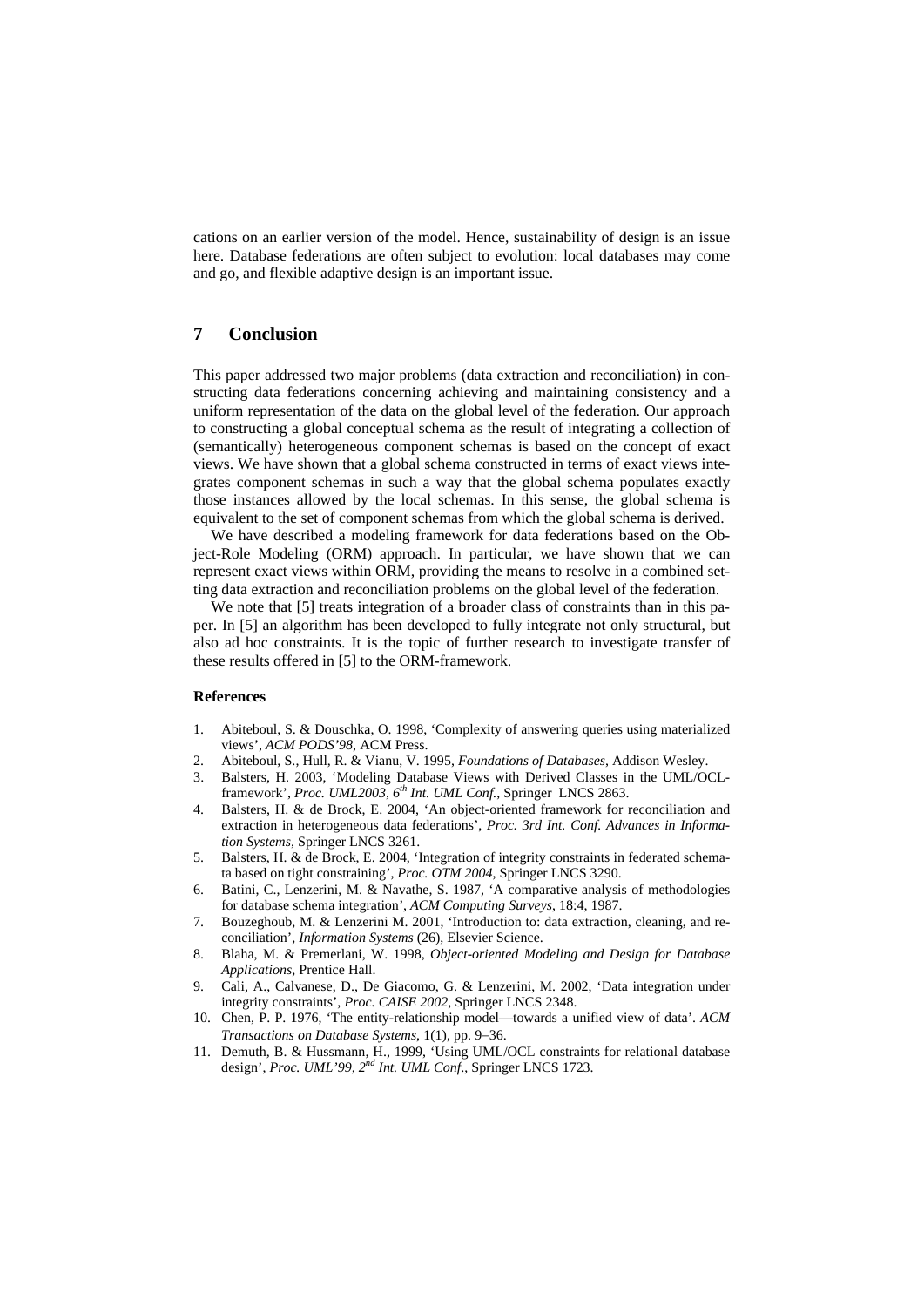cations on an earlier version of the model. Hence, sustainability of design is an issue here. Database federations are often subject to evolution: local databases may come and go, and flexible adaptive design is an important issue.

## 7 Conclusion

This paper addressed two major problems (data extraction and reconciliation) in constructing data federations concerning achieving and maintaining consistency and a uniform representation of the data on the global level of the federation. Our approach to constructing a global conceptual schema as the result of integrating a collection of (semantically) heterogeneous component schemas is based on the concept of exact views. We have shown that a global schema constructed in terms of exact views integrates component schemas in such a way that the global schema populates exactly those instances allowed by the local schemas. In this sense, the global schema is equivalent to the set of component schemas from which the global schema is derived.

We have described a modeling framework for data federations based on the Object-Role Modeling (ORM) approach. In particular, we have shown that we can represent exact views within ORM, providing the means to resolve in a combined setting data extraction and reconciliation problems on the global level of the federation.

We note that [5] treats integration of a broader class of constraints than in this paper. In [5] an algorithm has been developed to fully integrate not only structural, but also ad hoc constraints. It is the topic of further research to investigate transfer of these results offered in [5] to the ORM-framework.

#### References

1. Abiteboul, S. & Douschka, O. 1998, 'Complexity of answering queries using materialized views', *ACM PODS'98*, ACM Press.
2. Abiteboul, S., Hull, R. & Vianu, V. 1995, *Foundations of Databases*, Addison Wesley.
3. Balsters, H. 2003, 'Modeling Database Views with Derived Classes in the UML/OCL-framework', *Proc. UML2003, 6th Int. UML Conf.*, Springer LNCS 2863.
4. Balsters, H. & de Brock, E. 2004, 'An object-oriented framework for reconciliation and extraction in heterogeneous data federations', *Proc. 3rd Int. Conf. Advances in Information Systems*, Springer LNCS 3261.
5. Balsters, H. & de Brock, E. 2004, 'Integration of integrity constraints in federated schemata based on tight constraining', *Proc. OTM 2004*, Springer LNCS 3290.
6. Batini, C., Lenzerini, M. & Navathe, S. 1987, 'A comparative analysis of methodologies for database schema integration', *ACM Computing Surveys*, 18:4, 1987.
7. Bouzeghoub, M. & Lenzerini M. 2001, 'Introduction to: data extraction, cleaning, and reconciliation', *Information Systems* (26), Elsevier Science.
8. Blaha, M. & Premerlani, W. 1998, *Object-oriented Modeling and Design for Database Applications*, Prentice Hall.
9. Cali, A., Calvanese, D., De Giacomo, G. & Lenzerini, M. 2002, 'Data integration under integrity constraints', *Proc. CAISE 2002*, Springer LNCS 2348.
10. Chen, P. P. 1976, 'The entity-relationship model—towards a unified view of data'. *ACM Transactions on Database Systems*, 1(1), pp. 9–36.
11. Demuth, B. & Hussmann, H., 1999, 'Using UML/OCL constraints for relational database design', *Proc. UML'99, 2nd Int. UML Conf.*, Springer LNCS 1723.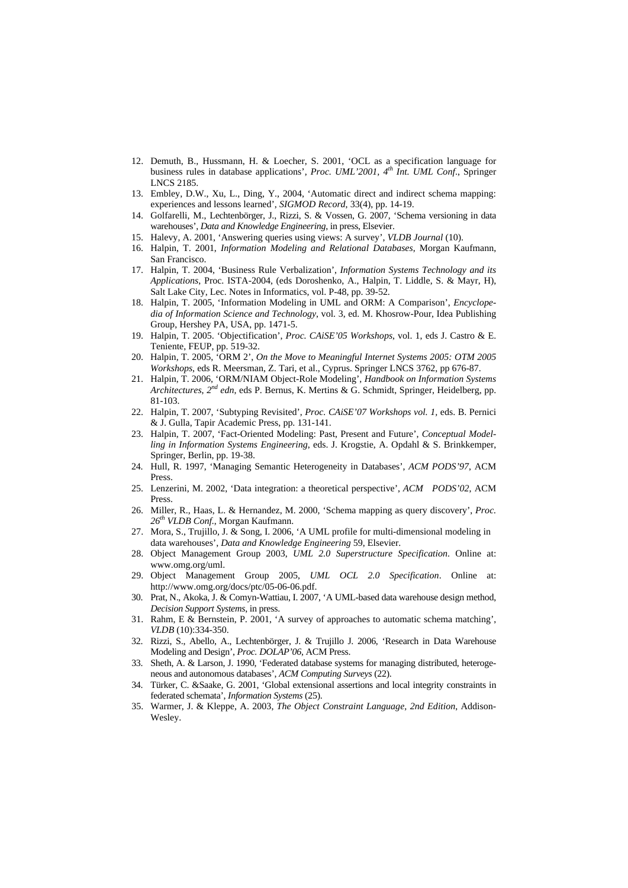12. Demuth, B., Hussmann, H. & Loecher, S. 2001, 'OCL as a specification language for business rules in database applications', *Proc. UML'2001, 4th Int. UML Conf.*, Springer LNCS 2185.
13. Embley, D.W., Xu, L., Ding, Y., 2004, 'Automatic direct and indirect schema mapping: experiences and lessons learned', *SIGMOD Record*, 33(4), pp. 14-19.
14. Golfarelli, M., Lechtenbörger, J., Rizzi, S. & Vossen, G. 2007, 'Schema versioning in data warehouses', *Data and Knowledge Engineering*, in press, Elsevier.
15. Halevy, A. 2001, 'Answering queries using views: A survey', *VLDB Journal* (10).
16. Halpin, T. 2001, *Information Modeling and Relational Databases*, Morgan Kaufmann, San Francisco.
17. Halpin, T. 2004, 'Business Rule Verbalization', *Information Systems Technology and its Applications*, Proc. ISTA-2004, (eds Doroshenko, A., Halpin, T. Liddle, S. & Mayr, H), Salt Lake City, Lec. Notes in Informatics, vol. P-48, pp. 39-52.
18. Halpin, T. 2005, 'Information Modeling in UML and ORM: A Comparison', *Encyclopedia of Information Science and Technology*, vol. 3, ed. M. Khosrow-Pour, Idea Publishing Group, Hershey PA, USA, pp. 1471-5.
19. Halpin, T. 2005. 'Objectification', *Proc. CAiSE'05 Workshops*, vol. 1, eds J. Castro & E. Teniente, FEUP, pp. 519-32.
20. Halpin, T. 2005, 'ORM 2', *On the Move to Meaningful Internet Systems 2005: OTM 2005 Workshops*, eds R. Meersman, Z. Tari, et al., Cyprus. Springer LNCS 3762, pp 676-87.
21. Halpin, T. 2006, 'ORM/NIAM Object-Role Modeling', *Handbook on Information Systems Architectures, 2nd edn*, eds P. Bernus, K. Mertins & G. Schmidt, Springer, Heidelberg, pp. 81-103.
22. Halpin, T. 2007, 'Subtyping Revisited', *Proc. CAiSE'07 Workshops vol. 1*, eds. B. Pernici & J. Gulla, Tapir Academic Press, pp. 131-141.
23. Halpin, T. 2007, 'Fact-Oriented Modeling: Past, Present and Future', *Conceptual Modelling in Information Systems Engineering*, eds. J. Krogstie, A. Opdahl & S. Brinkkemper, Springer, Berlin, pp. 19-38.
24. Hull, R. 1997, 'Managing Semantic Heterogeneity in Databases', *ACM PODS'97*, ACM Press.
25. Lenzerini, M. 2002, 'Data integration: a theoretical perspective', *ACM PODS'02*, ACM Press.
26. Miller, R., Haas, L. & Hernandez, M. 2000, 'Schema mapping as query discovery', *Proc. 26th VLDB Conf.*, Morgan Kaufmann.
27. Mora, S., Trujillo, J. & Song, I. 2006, 'A UML profile for multi-dimensional modeling in data warehouses', *Data and Knowledge Engineering* 59, Elsevier.
28. Object Management Group 2003, *UML 2.0 Superstructure Specification*. Online at: www.omg.org/uml.
29. Object Management Group 2005, *UML OCL 2.0 Specification*. Online at: http://www.omg.org/docs/ptc/05-06-06.pdf.
30. Prat, N., Akoka, J. & Comyn-Wattiau, I. 2007, 'A UML-based data warehouse design method, *Decision Support Systems*, in press.
31. Rahm, E & Bernstein, P. 2001, 'A survey of approaches to automatic schema matching', *VLDB* (10):334-350.
32. Rizzi, S., Abello, A., Lechtenbörger, J. & Trujillo J. 2006, 'Research in Data Warehouse Modeling and Design', *Proc. DOLAP'06*, ACM Press.
33. Sheth, A. & Larson, J. 1990, 'Federated database systems for managing distributed, heterogeneous and autonomous databases', *ACM Computing Surveys* (22).
34. Türker, C. &Saake, G. 2001, 'Global extensional assertions and local integrity constraints in federated schemata', *Information Systems* (25).
35. Warmer, J. & Kleppe, A. 2003, *The Object Constraint Language, 2nd Edition*, Addison-Wesley.